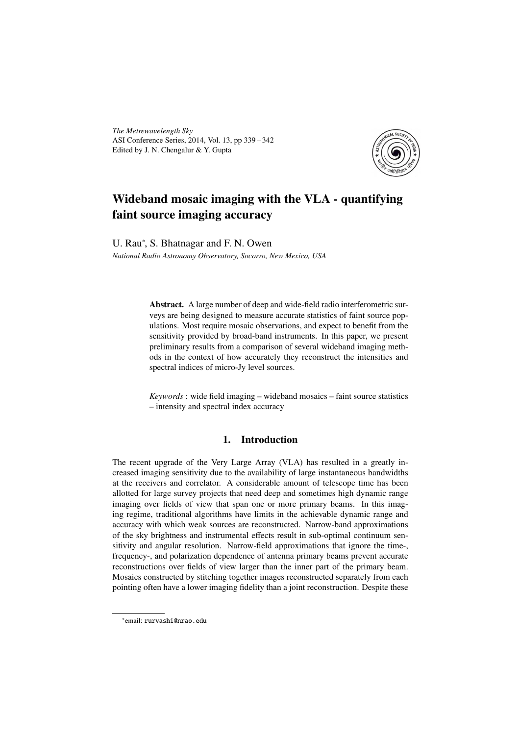*The Metrewavelength Sky*
ASI Conference Series, 2014, Vol. 13, pp 339 – 342
Edited by J. N. Chengalur & Y. Gupta

# Wideband mosaic imaging with the VLA - quantifying faint source imaging accuracy

U. Rau*, S. Bhatnagar and F. N. Owen

*National Radio Astronomy Observatory, Socorro, New Mexico, USA*

**Abstract.** A large number of deep and wide-field radio interferometric surveys are being designed to measure accurate statistics of faint source populations. Most require mosaic observations, and expect to benefit from the sensitivity provided by broad-band instruments. In this paper, we present preliminary results from a comparison of several wideband imaging methods in the context of how accurately they reconstruct the intensities and spectral indices of micro-Jy level sources.

*Keywords* : wide field imaging – wideband mosaics – faint source statistics – intensity and spectral index accuracy

## 1. Introduction

The recent upgrade of the Very Large Array (VLA) has resulted in a greatly increased imaging sensitivity due to the availability of large instantaneous bandwidths at the receivers and correlator. A considerable amount of telescope time has been allotted for large survey projects that need deep and sometimes high dynamic range imaging over fields of view that span one or more primary beams. In this imaging regime, traditional algorithms have limits in the achievable dynamic range and accuracy with which weak sources are reconstructed. Narrow-band approximations of the sky brightness and instrumental effects result in sub-optimal continuum sensitivity and angular resolution. Narrow-field approximations that ignore the time-, frequency-, and polarization dependence of antenna primary beams prevent accurate reconstructions over fields of view larger than the inner part of the primary beam. Mosaics constructed by stitching together images reconstructed separately from each pointing often have a lower imaging fidelity than a joint reconstruction. Despite these

*email: rurvashi@nrao.edu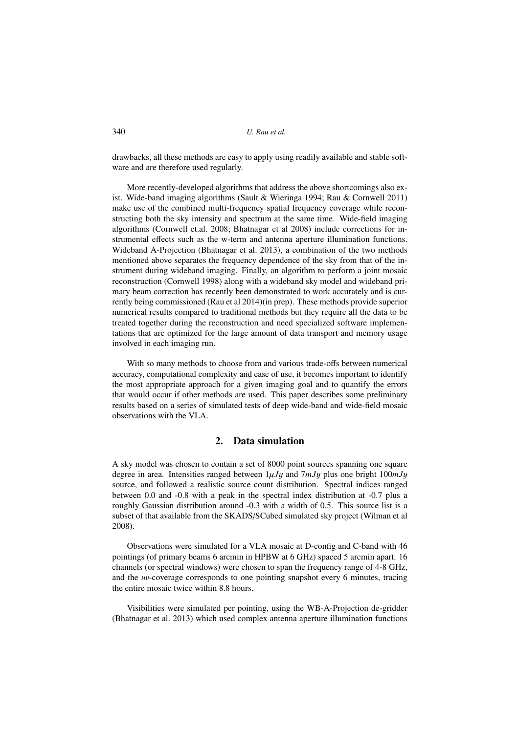drawbacks, all these methods are easy to apply using readily available and stable software and are therefore used regularly.

More recently-developed algorithms that address the above shortcomings also exist. Wide-band imaging algorithms (Sault & Wieringa 1994; Rau & Cornwell 2011) make use of the combined multi-frequency spatial frequency coverage while reconstructing both the sky intensity and spectrum at the same time. Wide-field imaging algorithms (Cornwell et.al. 2008; Bhatnagar et al 2008) include corrections for instrumental effects such as the w-term and antenna aperture illumination functions. Wideband A-Projection (Bhatnagar et al. 2013), a combination of the two methods mentioned above separates the frequency dependence of the sky from that of the instrument during wideband imaging. Finally, an algorithm to perform a joint mosaic reconstruction (Cornwell 1998) along with a wideband sky model and wideband primary beam correction has recently been demonstrated to work accurately and is currently being commissioned (Rau et al 2014)(in prep). These methods provide superior numerical results compared to traditional methods but they require all the data to be treated together during the reconstruction and need specialized software implementations that are optimized for the large amount of data transport and memory usage involved in each imaging run.

With so many methods to choose from and various trade-offs between numerical accuracy, computational complexity and ease of use, it becomes important to identify the most appropriate approach for a given imaging goal and to quantify the errors that would occur if other methods are used. This paper describes some preliminary results based on a series of simulated tests of deep wide-band and wide-field mosaic observations with the VLA.

## 2. Data simulation

A sky model was chosen to contain a set of 8000 point sources spanning one square degree in area. Intensities ranged between $1\mu Jy$ and $7mJy$ plus one bright $100mJy$ source, and followed a realistic source count distribution. Spectral indices ranged between 0.0 and -0.8 with a peak in the spectral index distribution at -0.7 plus a roughly Gaussian distribution around -0.3 with a width of 0.5. This source list is a subset of that available from the SKADS/SCubed simulated sky project (Wilman et al 2008).

Observations were simulated for a VLA mosaic at D-config and C-band with 46 pointings (of primary beams 6 arcmin in HPBW at 6 GHz) spaced 5 arcmin apart. 16 channels (or spectral windows) were chosen to span the frequency range of 4-8 GHz, and the *uv*-coverage corresponds to one pointing snapshot every 6 minutes, tracing the entire mosaic twice within 8.8 hours.

Visibilities were simulated per pointing, using the WB-A-Projection de-gridder (Bhatnagar et al. 2013) which used complex antenna aperture illumination functions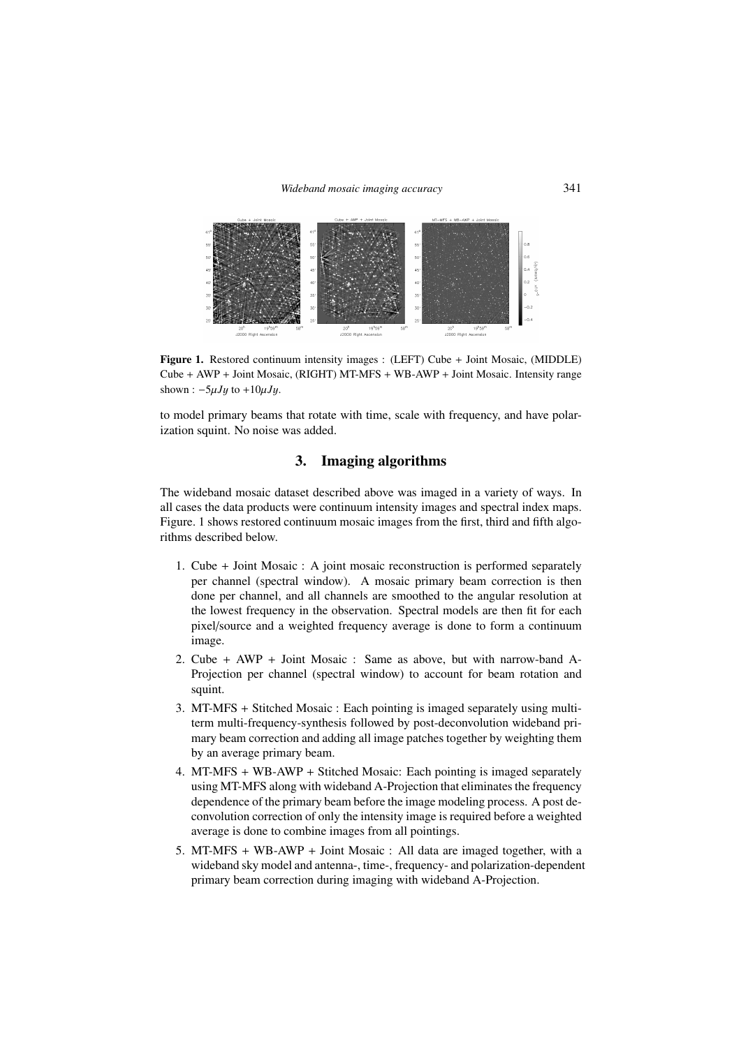**Figure 1.** Restored continuum intensity images : (LEFT) Cube + Joint Mosaic, (MIDDLE) Cube + AWP + Joint Mosaic, (RIGHT) MT-MFS + WB-AWP + Joint Mosaic. Intensity range shown : $-5\mu Jy$ to $+10\mu Jy$.

to model primary beams that rotate with time, scale with frequency, and have polarization squint. No noise was added.

## 3. Imaging algorithms

The wideband mosaic dataset described above was imaged in a variety of ways. In all cases the data products were continuum intensity images and spectral index maps. Figure. 1 shows restored continuum mosaic images from the first, third and fifth algorithms described below.

1. Cube + Joint Mosaic : A joint mosaic reconstruction is performed separately per channel (spectral window). A mosaic primary beam correction is then done per channel, and all channels are smoothed to the angular resolution at the lowest frequency in the observation. Spectral models are then fit for each pixel/source and a weighted frequency average is done to form a continuum image.
2. Cube + AWP + Joint Mosaic : Same as above, but with narrow-band A-Projection per channel (spectral window) to account for beam rotation and squint.
3. MT-MFS + Stitched Mosaic : Each pointing is imaged separately using multi-term multi-frequency-synthesis followed by post-deconvolution wideband primary beam correction and adding all image patches together by weighting them by an average primary beam.
4. MT-MFS + WB-AWP + Stitched Mosaic: Each pointing is imaged separately using MT-MFS along with wideband A-Projection that eliminates the frequency dependence of the primary beam before the image modeling process. A post deconvolution correction of only the intensity image is required before a weighted average is done to combine images from all pointings.
5. MT-MFS + WB-AWP + Joint Mosaic : All data are imaged together, with a wideband sky model and antenna-, time-, frequency- and polarization-dependent primary beam correction during imaging with wideband A-Projection.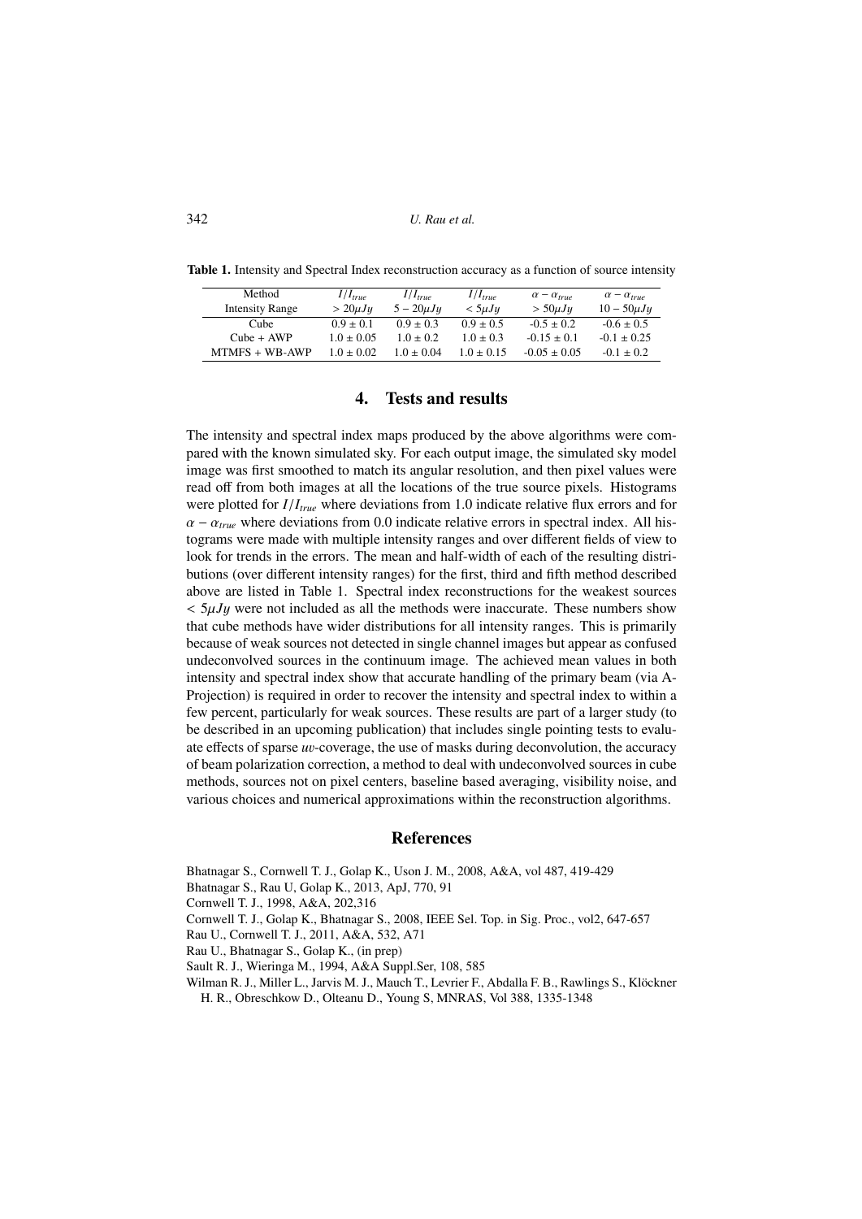**Table 1.** Intensity and Spectral Index reconstruction accuracy as a function of source intensity

| Method | $I/I_{true}$ | $I/I_{true}$ | $I/I_{true}$ | $\alpha - \alpha_{true}$ | $\alpha - \alpha_{true}$ |
|---|---|---|---|---|---|
| Intensity Range | $> 20\mu Jy$ | $5 - 20\mu Jy$ | $< 5\mu Jy$ | $> 50\mu Jy$ | $10 - 50\mu Jy$ |
| Cube | $0.9 \pm 0.1$ | $0.9 \pm 0.3$ | $0.9 \pm 0.5$ | $-0.5 \pm 0.2$ | $-0.6 \pm 0.5$ |
| Cube + AWP | $1.0 \pm 0.05$ | $1.0 \pm 0.2$ | $1.0 \pm 0.3$ | $-0.15 \pm 0.1$ | $-0.1 \pm 0.25$ |
| MTMFS + WB-AWP | $1.0 \pm 0.02$ | $1.0 \pm 0.04$ | $1.0 \pm 0.15$ | $-0.05 \pm 0.05$ | $-0.1 \pm 0.2$ |

## 4. Tests and results

The intensity and spectral index maps produced by the above algorithms were compared with the known simulated sky. For each output image, the simulated sky model image was first smoothed to match its angular resolution, and then pixel values were read off from both images at all the locations of the true source pixels. Histograms were plotted for $I/I_{true}$ where deviations from 1.0 indicate relative flux errors and for $\alpha - \alpha_{true}$ where deviations from 0.0 indicate relative errors in spectral index. All histograms were made with multiple intensity ranges and over different fields of view to look for trends in the errors. The mean and half-width of each of the resulting distributions (over different intensity ranges) for the first, third and fifth method described above are listed in Table 1. Spectral index reconstructions for the weakest sources $< 5\mu Jy$ were not included as all the methods were inaccurate. These numbers show that cube methods have wider distributions for all intensity ranges. This is primarily because of weak sources not detected in single channel images but appear as confused undeconvolved sources in the continuum image. The achieved mean values in both intensity and spectral index show that accurate handling of the primary beam (via A-Projection) is required in order to recover the intensity and spectral index to within a few percent, particularly for weak sources. These results are part of a larger study (to be described in an upcoming publication) that includes single pointing tests to evaluate effects of sparse $uv$-coverage, the use of masks during deconvolution, the accuracy of beam polarization correction, a method to deal with undeconvolved sources in cube methods, sources not on pixel centers, baseline based averaging, visibility noise, and various choices and numerical approximations within the reconstruction algorithms.

## References

Bhatnagar S., Cornwell T. J., Golap K., Uson J. M., 2008, A&A, vol 487, 419-429

Bhatnagar S., Rau U, Golap K., 2013, ApJ, 770, 91

Cornwell T. J., 1998, A&A, 202,316

Cornwell T. J., Golap K., Bhatnagar S., 2008, IEEE Sel. Top. in Sig. Proc., vol2, 647-657

Rau U., Cornwell T. J., 2011, A&A, 532, A71

Rau U., Bhatnagar S., Golap K., (in prep)

Sault R. J., Wieringa M., 1994, A&A Suppl.Ser, 108, 585

Wilman R. J., Miller L., Jarvis M. J., Mauch T., Levrier F., Abdalla F. B., Rawlings S., Klöckner H. R., Obreschkow D., Olteanu D., Young S, MNRAS, Vol 388, 1335-1348